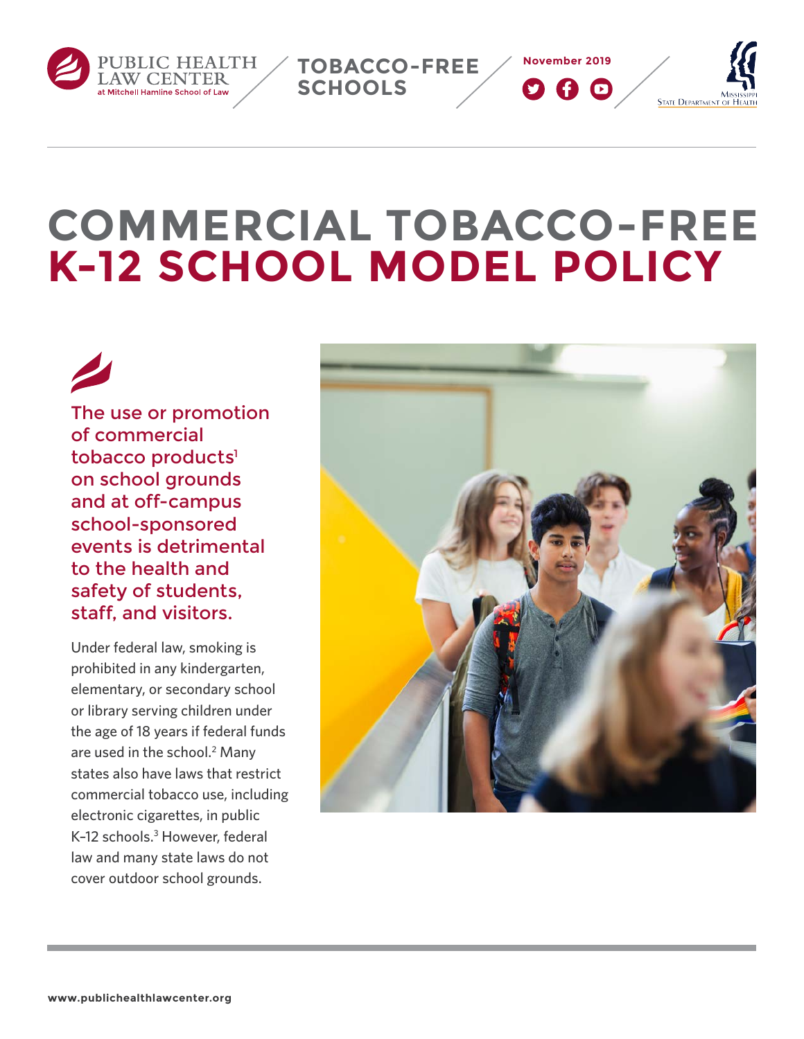PUBLIC HEALTH LAW CENTER at Mitchell Hamline School of Law

TOBACCO-FREE SCHOOLS

November 2019

Mississippi State Department of Health

# COMMERCIAL TOBACCO-FREE K-12 SCHOOL MODEL POLICY

**The use or promotion of commercial tobacco products[1] on school grounds and at off-campus school-sponsored events is detrimental to the health and safety of students, staff, and visitors.**

Under federal law, smoking is prohibited in any kindergarten, elementary, or secondary school or library serving children under the age of 18 years if federal funds are used in the school.[2] Many states also have laws that restrict commercial tobacco use, including electronic cigarettes, in public K–12 schools.[3] However, federal law and many state laws do not cover outdoor school grounds.

www.publichealthlawcenter.org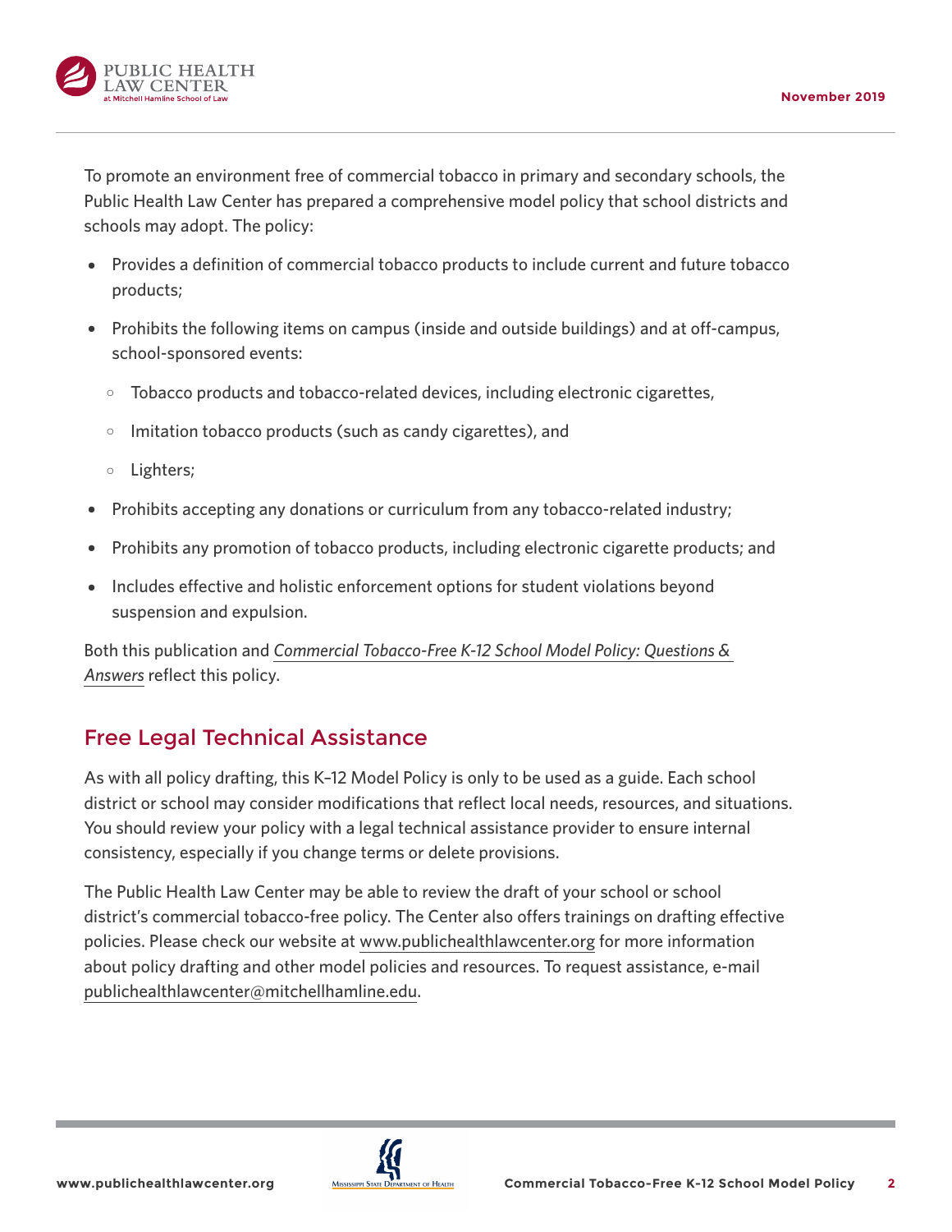To promote an environment free of commercial tobacco in primary and secondary schools, the Public Health Law Center has prepared a comprehensive model policy that school districts and schools may adopt. The policy:

- Provides a definition of commercial tobacco products to include current and future tobacco products;
- Prohibits the following items on campus (inside and outside buildings) and at off-campus, school-sponsored events:
  - Tobacco products and tobacco-related devices, including electronic cigarettes,
  - Imitation tobacco products (such as candy cigarettes), and
  - Lighters;
- Prohibits accepting any donations or curriculum from any tobacco-related industry;
- Prohibits any promotion of tobacco products, including electronic cigarette products; and
- Includes effective and holistic enforcement options for student violations beyond suspension and expulsion.

Both this publication and *Commercial Tobacco-Free K-12 School Model Policy: Questions & Answers* reflect this policy.

## Free Legal Technical Assistance

As with all policy drafting, this K–12 Model Policy is only to be used as a guide. Each school district or school may consider modifications that reflect local needs, resources, and situations. You should review your policy with a legal technical assistance provider to ensure internal consistency, especially if you change terms or delete provisions.

The Public Health Law Center may be able to review the draft of your school or school district's commercial tobacco-free policy. The Center also offers trainings on drafting effective policies. Please check our website at www.publichealthlawcenter.org for more information about policy drafting and other model policies and resources. To request assistance, e-mail publichealthlawcenter@mitchellhamline.edu.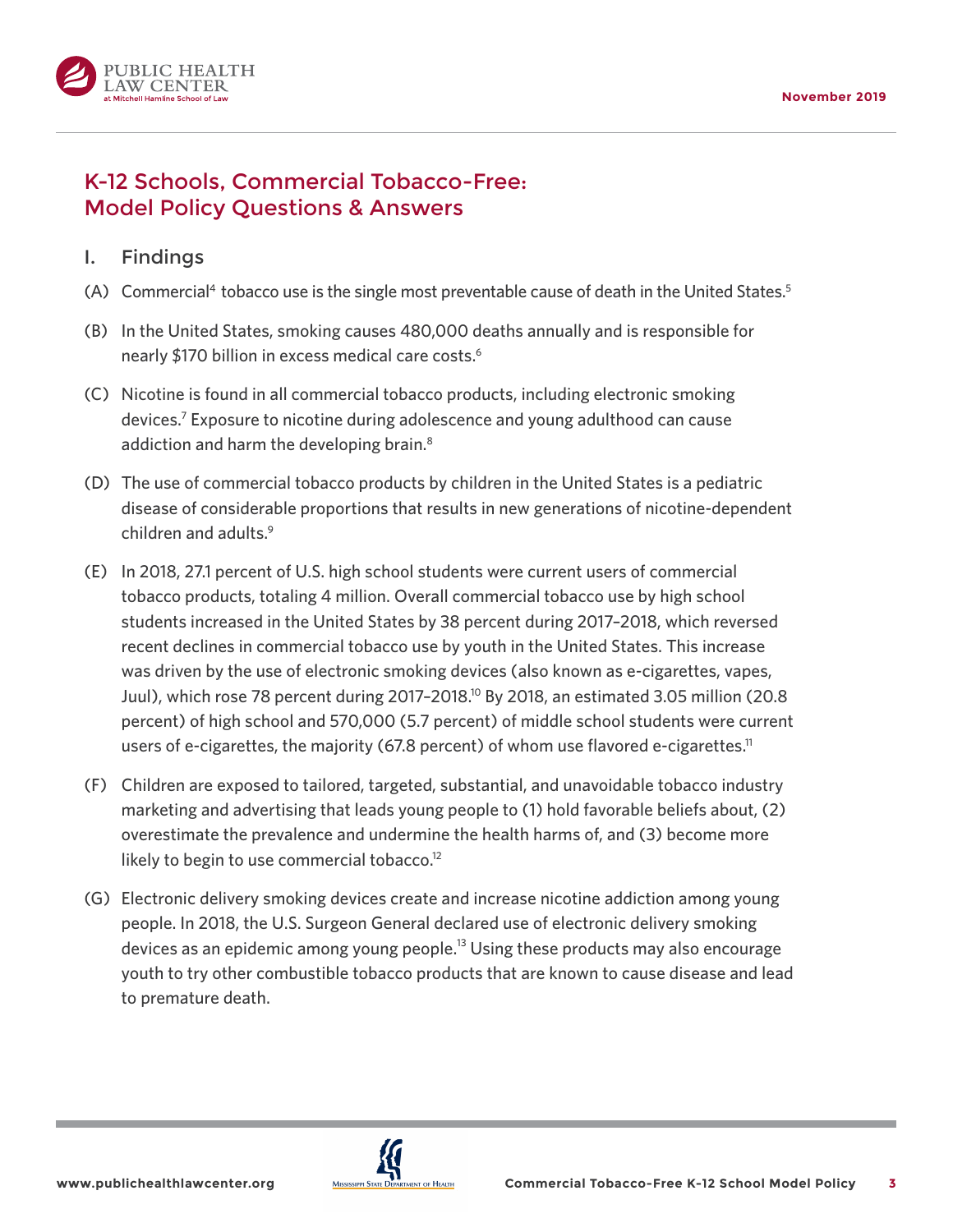## K-12 Schools, Commercial Tobacco-Free: Model Policy Questions & Answers

### I. Findings

(A) Commercial[4] tobacco use is the single most preventable cause of death in the United States.[5]

(B) In the United States, smoking causes 480,000 deaths annually and is responsible for nearly $170 billion in excess medical care costs.[6]

(C) Nicotine is found in all commercial tobacco products, including electronic smoking devices.[7] Exposure to nicotine during adolescence and young adulthood can cause addiction and harm the developing brain.[8]

(D) The use of commercial tobacco products by children in the United States is a pediatric disease of considerable proportions that results in new generations of nicotine-dependent children and adults.[9]

(E) In 2018, 27.1 percent of U.S. high school students were current users of commercial tobacco products, totaling 4 million. Overall commercial tobacco use by high school students increased in the United States by 38 percent during 2017–2018, which reversed recent declines in commercial tobacco use by youth in the United States. This increase was driven by the use of electronic smoking devices (also known as e-cigarettes, vapes, Juul), which rose 78 percent during 2017–2018.[10] By 2018, an estimated 3.05 million (20.8 percent) of high school and 570,000 (5.7 percent) of middle school students were current users of e-cigarettes, the majority (67.8 percent) of whom use flavored e-cigarettes.[11]

(F) Children are exposed to tailored, targeted, substantial, and unavoidable tobacco industry marketing and advertising that leads young people to (1) hold favorable beliefs about, (2) overestimate the prevalence and undermine the health harms of, and (3) become more likely to begin to use commercial tobacco.[12]

(G) Electronic delivery smoking devices create and increase nicotine addiction among young people. In 2018, the U.S. Surgeon General declared use of electronic delivery smoking devices as an epidemic among young people.[13] Using these products may also encourage youth to try other combustible tobacco products that are known to cause disease and lead to premature death.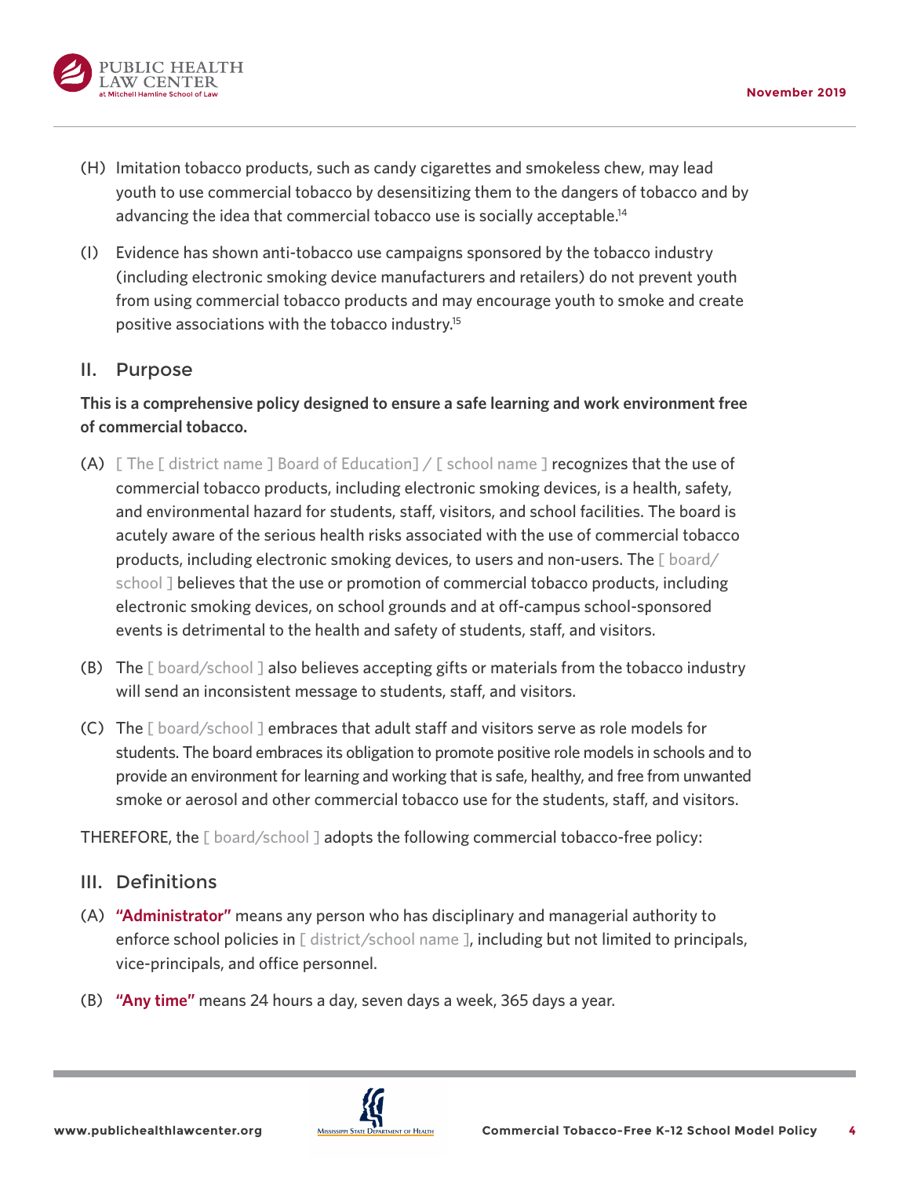(H) Imitation tobacco products, such as candy cigarettes and smokeless chew, may lead youth to use commercial tobacco by desensitizing them to the dangers of tobacco and by advancing the idea that commercial tobacco use is socially acceptable.[14]

(I) Evidence has shown anti-tobacco use campaigns sponsored by the tobacco industry (including electronic smoking device manufacturers and retailers) do not prevent youth from using commercial tobacco products and may encourage youth to smoke and create positive associations with the tobacco industry.[15]

## II. Purpose

**This is a comprehensive policy designed to ensure a safe learning and work environment free of commercial tobacco.**

(A) [ The [ district name ] Board of Education] / [ school name ] recognizes that the use of commercial tobacco products, including electronic smoking devices, is a health, safety, and environmental hazard for students, staff, visitors, and school facilities. The board is acutely aware of the serious health risks associated with the use of commercial tobacco products, including electronic smoking devices, to users and non-users. The [ board/ school ] believes that the use or promotion of commercial tobacco products, including electronic smoking devices, on school grounds and at off-campus school-sponsored events is detrimental to the health and safety of students, staff, and visitors.

(B) The [ board/school ] also believes accepting gifts or materials from the tobacco industry will send an inconsistent message to students, staff, and visitors.

(C) The [ board/school ] embraces that adult staff and visitors serve as role models for students. The board embraces its obligation to promote positive role models in schools and to provide an environment for learning and working that is safe, healthy, and free from unwanted smoke or aerosol and other commercial tobacco use for the students, staff, and visitors.

THEREFORE, the [ board/school ] adopts the following commercial tobacco-free policy:

## III. Definitions

(A) **"Administrator"** means any person who has disciplinary and managerial authority to enforce school policies in [ district/school name ], including but not limited to principals, vice-principals, and office personnel.

(B) **"Any time"** means 24 hours a day, seven days a week, 365 days a year.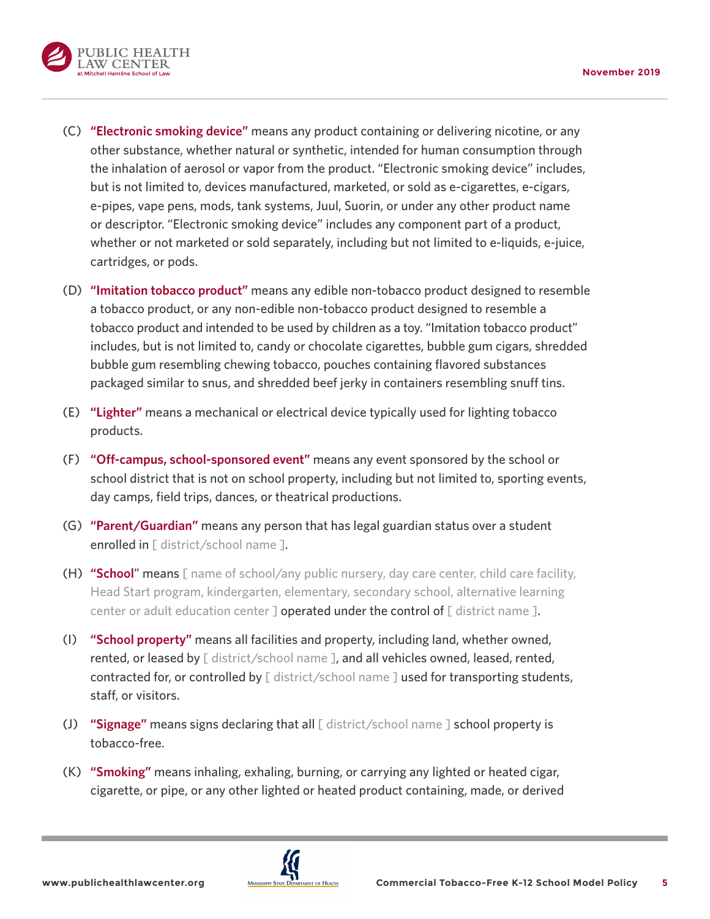(C) **"Electronic smoking device"** means any product containing or delivering nicotine, or any other substance, whether natural or synthetic, intended for human consumption through the inhalation of aerosol or vapor from the product. "Electronic smoking device" includes, but is not limited to, devices manufactured, marketed, or sold as e-cigarettes, e-cigars, e-pipes, vape pens, mods, tank systems, Juul, Suorin, or under any other product name or descriptor. "Electronic smoking device" includes any component part of a product, whether or not marketed or sold separately, including but not limited to e-liquids, e-juice, cartridges, or pods.

(D) **"Imitation tobacco product"** means any edible non-tobacco product designed to resemble a tobacco product, or any non-edible non-tobacco product designed to resemble a tobacco product and intended to be used by children as a toy. "Imitation tobacco product" includes, but is not limited to, candy or chocolate cigarettes, bubble gum cigars, shredded bubble gum resembling chewing tobacco, pouches containing flavored substances packaged similar to snus, and shredded beef jerky in containers resembling snuff tins.

(E) **"Lighter"** means a mechanical or electrical device typically used for lighting tobacco products.

(F) **"Off-campus, school-sponsored event"** means any event sponsored by the school or school district that is not on school property, including but not limited to, sporting events, day camps, field trips, dances, or theatrical productions.

(G) **"Parent/Guardian"** means any person that has legal guardian status over a student enrolled in [ district/school name ].

(H) **"School"** means [ name of school/any public nursery, day care center, child care facility, Head Start program, kindergarten, elementary, secondary school, alternative learning center or adult education center ] operated under the control of [ district name ].

(I) **"School property"** means all facilities and property, including land, whether owned, rented, or leased by [ district/school name ], and all vehicles owned, leased, rented, contracted for, or controlled by [ district/school name ] used for transporting students, staff, or visitors.

(J) **"Signage"** means signs declaring that all [ district/school name ] school property is tobacco-free.

(K) **"Smoking"** means inhaling, exhaling, burning, or carrying any lighted or heated cigar, cigarette, or pipe, or any other lighted or heated product containing, made, or derived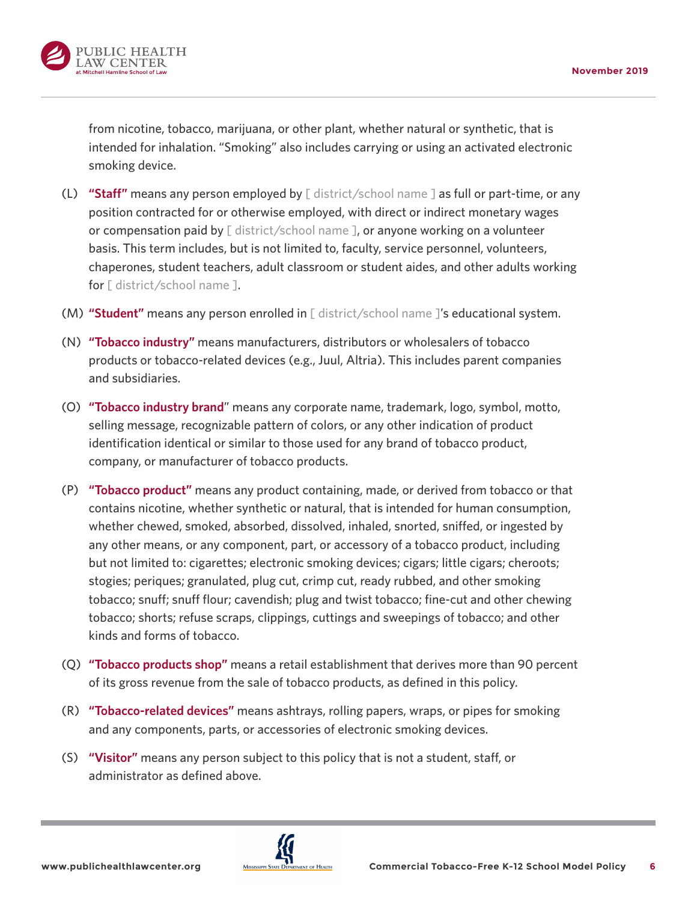from nicotine, tobacco, marijuana, or other plant, whether natural or synthetic, that is intended for inhalation. "Smoking" also includes carrying or using an activated electronic smoking device.

(L) **"Staff"** means any person employed by [ district/school name ] as full or part-time, or any position contracted for or otherwise employed, with direct or indirect monetary wages or compensation paid by [ district/school name ], or anyone working on a volunteer basis. This term includes, but is not limited to, faculty, service personnel, volunteers, chaperones, student teachers, adult classroom or student aides, and other adults working for [ district/school name ].

(M) **"Student"** means any person enrolled in [ district/school name ]'s educational system.

(N) **"Tobacco industry"** means manufacturers, distributors or wholesalers of tobacco products or tobacco-related devices (e.g., Juul, Altria). This includes parent companies and subsidiaries.

(O) **"Tobacco industry brand"** means any corporate name, trademark, logo, symbol, motto, selling message, recognizable pattern of colors, or any other indication of product identification identical or similar to those used for any brand of tobacco product, company, or manufacturer of tobacco products.

(P) **"Tobacco product"** means any product containing, made, or derived from tobacco or that contains nicotine, whether synthetic or natural, that is intended for human consumption, whether chewed, smoked, absorbed, dissolved, inhaled, snorted, sniffed, or ingested by any other means, or any component, part, or accessory of a tobacco product, including but not limited to: cigarettes; electronic smoking devices; cigars; little cigars; cheroots; stogies; periques; granulated, plug cut, crimp cut, ready rubbed, and other smoking tobacco; snuff; snuff flour; cavendish; plug and twist tobacco; fine-cut and other chewing tobacco; shorts; refuse scraps, clippings, cuttings and sweepings of tobacco; and other kinds and forms of tobacco.

(Q) **"Tobacco products shop"** means a retail establishment that derives more than 90 percent of its gross revenue from the sale of tobacco products, as defined in this policy.

(R) **"Tobacco-related devices"** means ashtrays, rolling papers, wraps, or pipes for smoking and any components, parts, or accessories of electronic smoking devices.

(S) **"Visitor"** means any person subject to this policy that is not a student, staff, or administrator as defined above.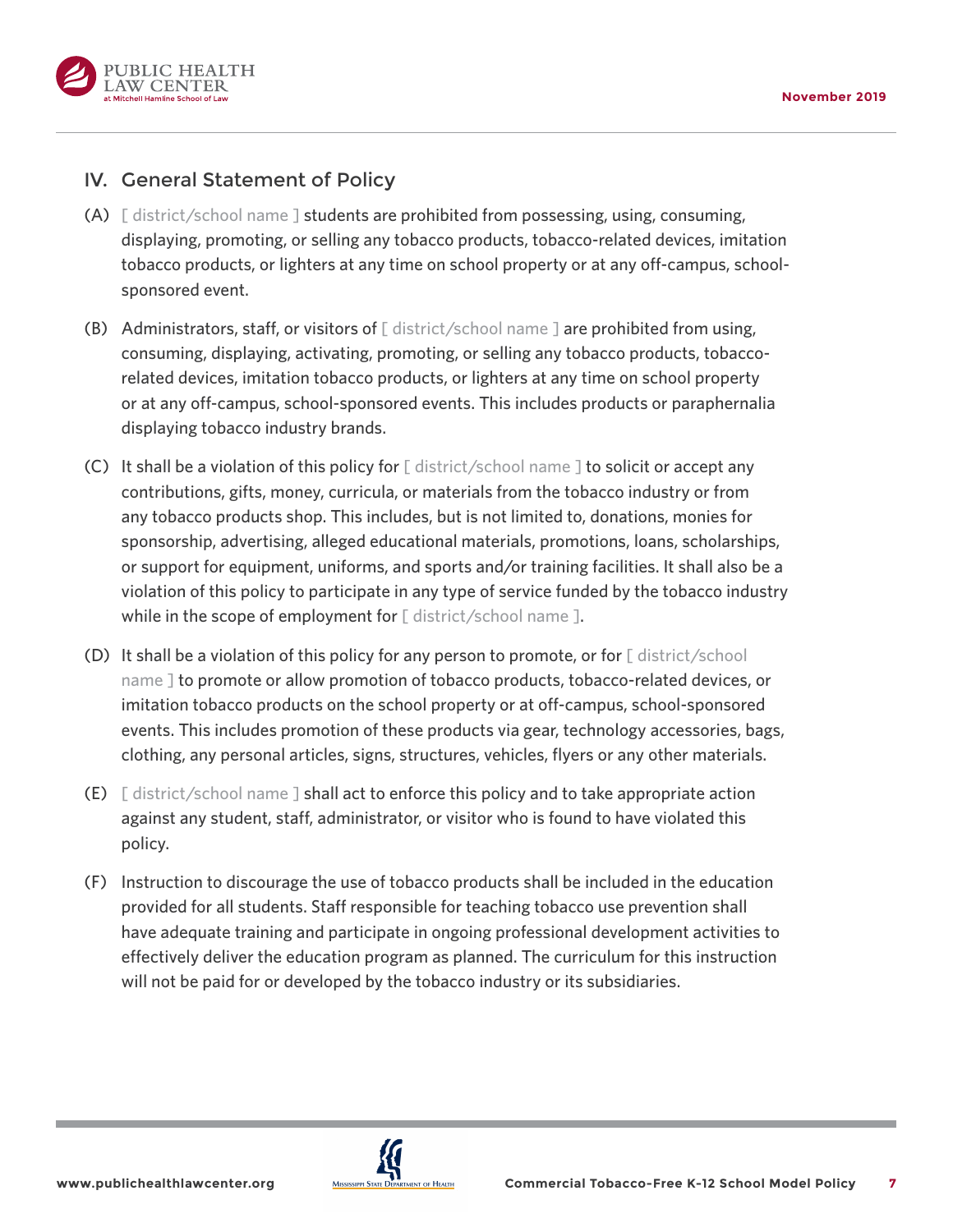## IV. General Statement of Policy

(A) [ district/school name ] students are prohibited from possessing, using, consuming, displaying, promoting, or selling any tobacco products, tobacco-related devices, imitation tobacco products, or lighters at any time on school property or at any off-campus, school-sponsored event.

(B) Administrators, staff, or visitors of [ district/school name ] are prohibited from using, consuming, displaying, activating, promoting, or selling any tobacco products, tobacco-related devices, imitation tobacco products, or lighters at any time on school property or at any off-campus, school-sponsored events. This includes products or paraphernalia displaying tobacco industry brands.

(C) It shall be a violation of this policy for [ district/school name ] to solicit or accept any contributions, gifts, money, curricula, or materials from the tobacco industry or from any tobacco products shop. This includes, but is not limited to, donations, monies for sponsorship, advertising, alleged educational materials, promotions, loans, scholarships, or support for equipment, uniforms, and sports and/or training facilities. It shall also be a violation of this policy to participate in any type of service funded by the tobacco industry while in the scope of employment for [ district/school name ].

(D) It shall be a violation of this policy for any person to promote, or for [ district/school name ] to promote or allow promotion of tobacco products, tobacco-related devices, or imitation tobacco products on the school property or at off-campus, school-sponsored events. This includes promotion of these products via gear, technology accessories, bags, clothing, any personal articles, signs, structures, vehicles, flyers or any other materials.

(E) [ district/school name ] shall act to enforce this policy and to take appropriate action against any student, staff, administrator, or visitor who is found to have violated this policy.

(F) Instruction to discourage the use of tobacco products shall be included in the education provided for all students. Staff responsible for teaching tobacco use prevention shall have adequate training and participate in ongoing professional development activities to effectively deliver the education program as planned. The curriculum for this instruction will not be paid for or developed by the tobacco industry or its subsidiaries.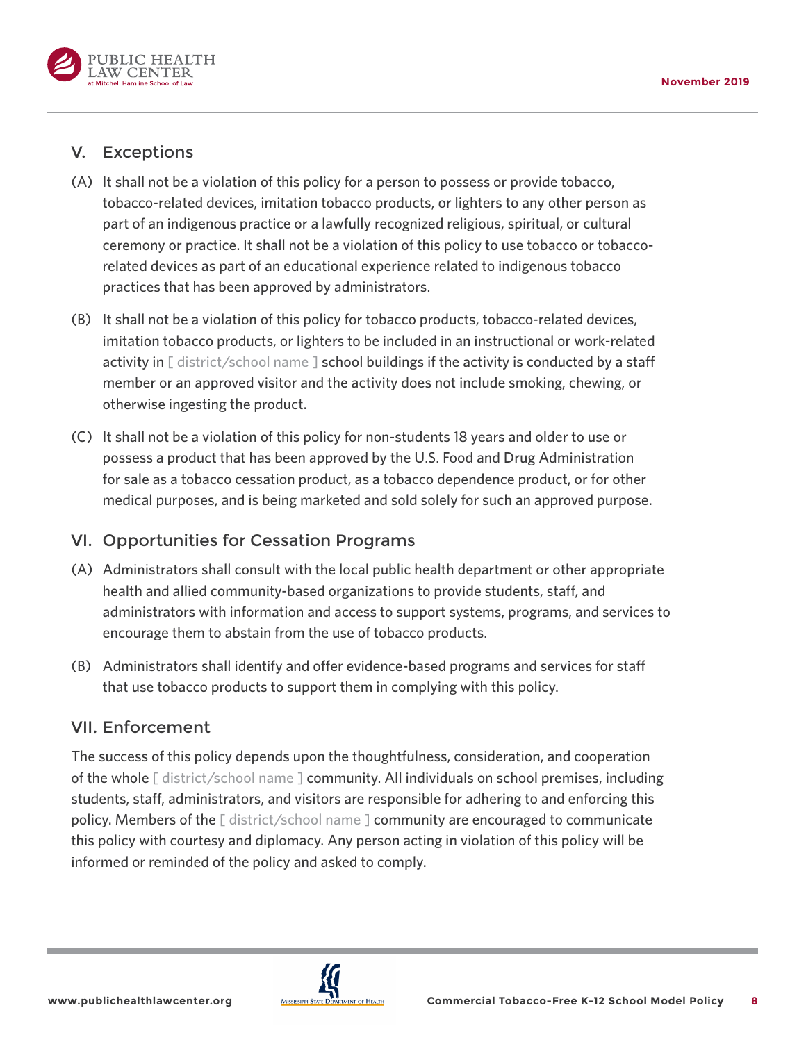## V. Exceptions

(A) It shall not be a violation of this policy for a person to possess or provide tobacco, tobacco-related devices, imitation tobacco products, or lighters to any other person as part of an indigenous practice or a lawfully recognized religious, spiritual, or cultural ceremony or practice. It shall not be a violation of this policy to use tobacco or tobacco-related devices as part of an educational experience related to indigenous tobacco practices that has been approved by administrators.

(B) It shall not be a violation of this policy for tobacco products, tobacco-related devices, imitation tobacco products, or lighters to be included in an instructional or work-related activity in [ district/school name ] school buildings if the activity is conducted by a staff member or an approved visitor and the activity does not include smoking, chewing, or otherwise ingesting the product.

(C) It shall not be a violation of this policy for non-students 18 years and older to use or possess a product that has been approved by the U.S. Food and Drug Administration for sale as a tobacco cessation product, as a tobacco dependence product, or for other medical purposes, and is being marketed and sold solely for such an approved purpose.

## VI. Opportunities for Cessation Programs

(A) Administrators shall consult with the local public health department or other appropriate health and allied community-based organizations to provide students, staff, and administrators with information and access to support systems, programs, and services to encourage them to abstain from the use of tobacco products.

(B) Administrators shall identify and offer evidence-based programs and services for staff that use tobacco products to support them in complying with this policy.

## VII. Enforcement

The success of this policy depends upon the thoughtfulness, consideration, and cooperation of the whole [ district/school name ] community. All individuals on school premises, including students, staff, administrators, and visitors are responsible for adhering to and enforcing this policy. Members of the [ district/school name ] community are encouraged to communicate this policy with courtesy and diplomacy. Any person acting in violation of this policy will be informed or reminded of the policy and asked to comply.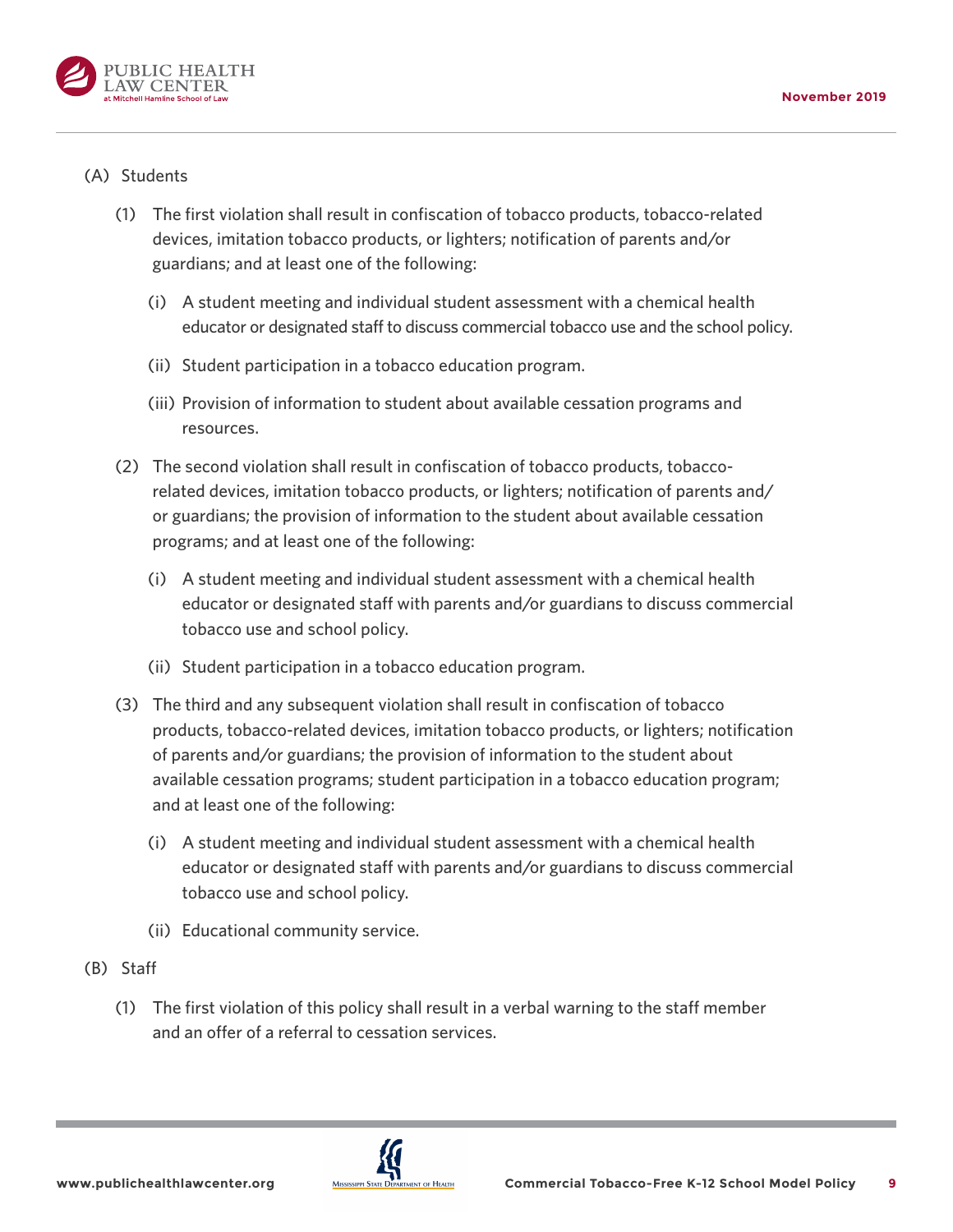(A) Students

(1) The first violation shall result in confiscation of tobacco products, tobacco-related devices, imitation tobacco products, or lighters; notification of parents and/or guardians; and at least one of the following:

(i) A student meeting and individual student assessment with a chemical health educator or designated staff to discuss commercial tobacco use and the school policy.

(ii) Student participation in a tobacco education program.

(iii) Provision of information to student about available cessation programs and resources.

(2) The second violation shall result in confiscation of tobacco products, tobacco-related devices, imitation tobacco products, or lighters; notification of parents and/or guardians; the provision of information to the student about available cessation programs; and at least one of the following:

(i) A student meeting and individual student assessment with a chemical health educator or designated staff with parents and/or guardians to discuss commercial tobacco use and school policy.

(ii) Student participation in a tobacco education program.

(3) The third and any subsequent violation shall result in confiscation of tobacco products, tobacco-related devices, imitation tobacco products, or lighters; notification of parents and/or guardians; the provision of information to the student about available cessation programs; student participation in a tobacco education program; and at least one of the following:

(i) A student meeting and individual student assessment with a chemical health educator or designated staff with parents and/or guardians to discuss commercial tobacco use and school policy.

(ii) Educational community service.

(B) Staff

(1) The first violation of this policy shall result in a verbal warning to the staff member and an offer of a referral to cessation services.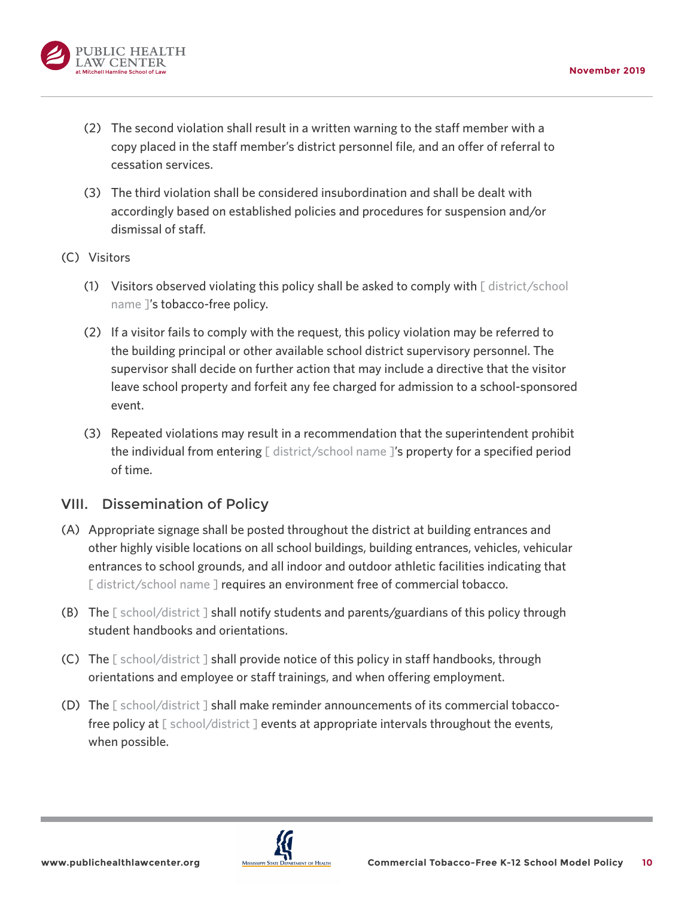(2) The second violation shall result in a written warning to the staff member with a copy placed in the staff member's district personnel file, and an offer of referral to cessation services.

(3) The third violation shall be considered insubordination and shall be dealt with accordingly based on established policies and procedures for suspension and/or dismissal of staff.

(C) Visitors

(1) Visitors observed violating this policy shall be asked to comply with [ district/school name ]'s tobacco-free policy.

(2) If a visitor fails to comply with the request, this policy violation may be referred to the building principal or other available school district supervisory personnel. The supervisor shall decide on further action that may include a directive that the visitor leave school property and forfeit any fee charged for admission to a school-sponsored event.

(3) Repeated violations may result in a recommendation that the superintendent prohibit the individual from entering [ district/school name ]'s property for a specified period of time.

## VIII. Dissemination of Policy

(A) Appropriate signage shall be posted throughout the district at building entrances and other highly visible locations on all school buildings, building entrances, vehicles, vehicular entrances to school grounds, and all indoor and outdoor athletic facilities indicating that [ district/school name ] requires an environment free of commercial tobacco.

(B) The [ school/district ] shall notify students and parents/guardians of this policy through student handbooks and orientations.

(C) The [ school/district ] shall provide notice of this policy in staff handbooks, through orientations and employee or staff trainings, and when offering employment.

(D) The [ school/district ] shall make reminder announcements of its commercial tobacco-free policy at [ school/district ] events at appropriate intervals throughout the events, when possible.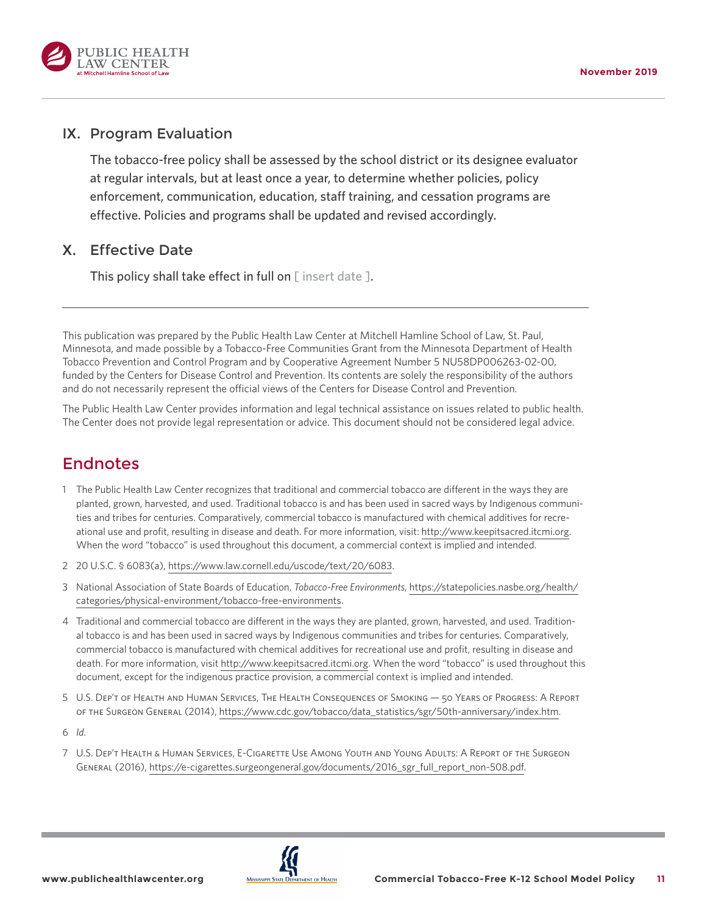## IX. Program Evaluation

The tobacco-free policy shall be assessed by the school district or its designee evaluator at regular intervals, but at least once a year, to determine whether policies, policy enforcement, communication, education, staff training, and cessation programs are effective. Policies and programs shall be updated and revised accordingly.

## X. Effective Date

This policy shall take effect in full on [ insert date ].

---

This publication was prepared by the Public Health Law Center at Mitchell Hamline School of Law, St. Paul, Minnesota, and made possible by a Tobacco-Free Communities Grant from the Minnesota Department of Health Tobacco Prevention and Control Program and by Cooperative Agreement Number 5 NU58DP006263-02-00, funded by the Centers for Disease Control and Prevention. Its contents are solely the responsibility of the authors and do not necessarily represent the official views of the Centers for Disease Control and Prevention.

The Public Health Law Center provides information and legal technical assistance on issues related to public health. The Center does not provide legal representation or advice. This document should not be considered legal advice.

## Endnotes

1. The Public Health Law Center recognizes that traditional and commercial tobacco are different in the ways they are planted, grown, harvested, and used. Traditional tobacco is and has been used in sacred ways by Indigenous communities and tribes for centuries. Comparatively, commercial tobacco is manufactured with chemical additives for recreational use and profit, resulting in disease and death. For more information, visit: http://www.keepitsacred.itcmi.org. When the word "tobacco" is used throughout this document, a commercial context is implied and intended.
2. 20 U.S.C. § 6083(a), https://www.law.cornell.edu/uscode/text/20/6083.
3. National Association of State Boards of Education, *Tobacco-Free Environments*, https://statepolicies.nasbe.org/health/categories/physical-environment/tobacco-free-environments.
4. Traditional and commercial tobacco are different in the ways they are planted, grown, harvested, and used. Traditional tobacco is and has been used in sacred ways by Indigenous communities and tribes for centuries. Comparatively, commercial tobacco is manufactured with chemical additives for recreational use and profit, resulting in disease and death. For more information, visit http://www.keepitsacred.itcmi.org. When the word "tobacco" is used throughout this document, except for the indigenous practice provision, a commercial context is implied and intended.
5. U.S. Dep't of Health and Human Services, The Health Consequences of Smoking — 50 Years of Progress: A Report of the Surgeon General (2014), https://www.cdc.gov/tobacco/data_statistics/sgr/50th-anniversary/index.htm.
6. *Id.*
7. U.S. Dep't Health & Human Services, E-Cigarette Use Among Youth and Young Adults: A Report of the Surgeon General (2016), https://e-cigarettes.surgeongeneral.gov/documents/2016_sgr_full_report_non-508.pdf.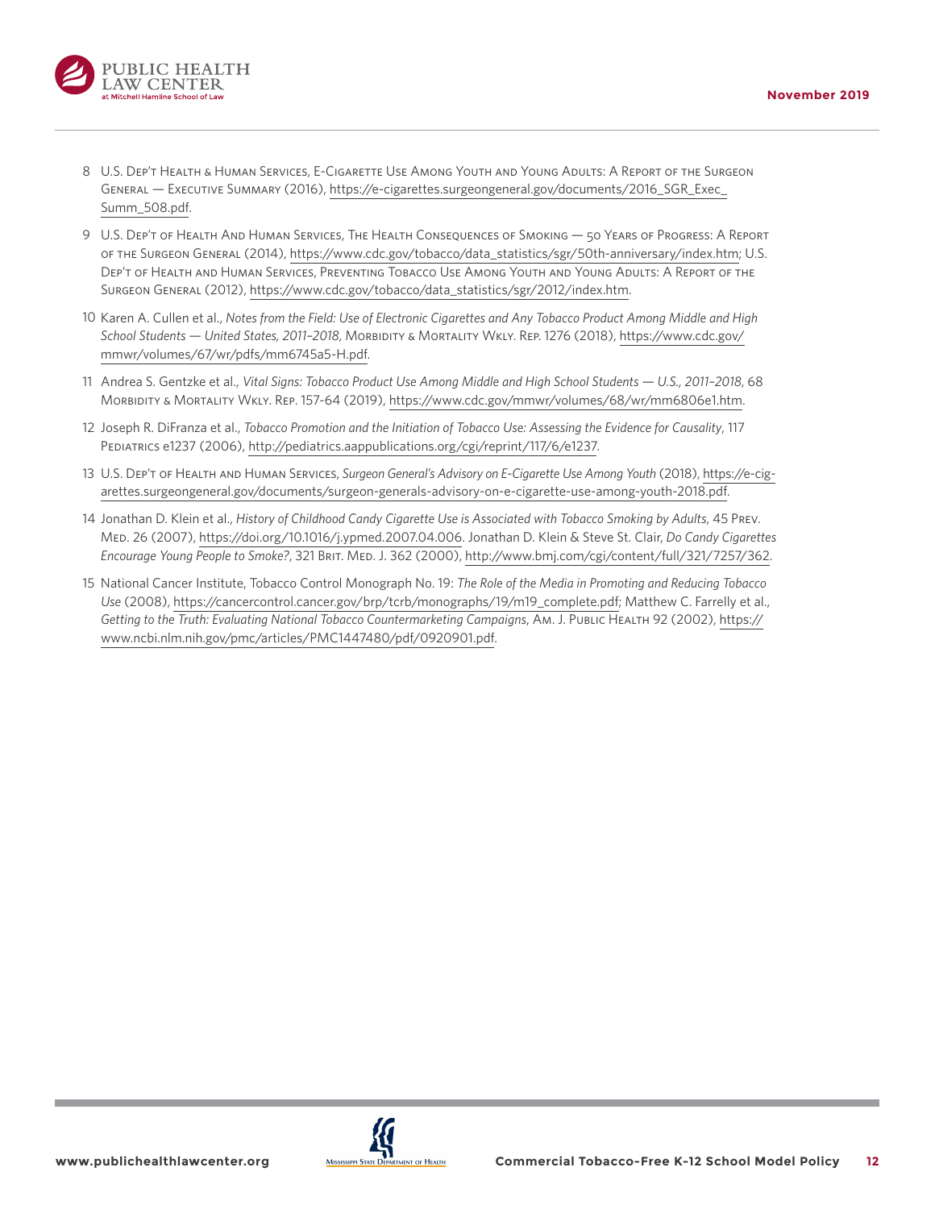8 U.S. Dep't Health & Human Services, E-Cigarette Use Among Youth and Young Adults: A Report of the Surgeon General — Executive Summary (2016), https://e-cigarettes.surgeongeneral.gov/documents/2016_SGR_Exec_Summ_508.pdf.

9 U.S. Dep't of Health And Human Services, The Health Consequences of Smoking — 50 Years of Progress: A Report of the Surgeon General (2014), https://www.cdc.gov/tobacco/data_statistics/sgr/50th-anniversary/index.htm; U.S. Dep't of Health and Human Services, Preventing Tobacco Use Among Youth and Young Adults: A Report of the Surgeon General (2012), https://www.cdc.gov/tobacco/data_statistics/sgr/2012/index.htm.

10 Karen A. Cullen et al., *Notes from the Field: Use of Electronic Cigarettes and Any Tobacco Product Among Middle and High School Students — United States, 2011–2018*, Morbidity & Mortality Wkly. Rep. 1276 (2018), https://www.cdc.gov/mmwr/volumes/67/wr/pdfs/mm6745a5-H.pdf.

11 Andrea S. Gentzke et al., *Vital Signs: Tobacco Product Use Among Middle and High School Students — U.S., 2011–2018*, 68 Morbidity & Mortality Wkly. Rep. 157-64 (2019), https://www.cdc.gov/mmwr/volumes/68/wr/mm6806e1.htm.

12 Joseph R. DiFranza et al., *Tobacco Promotion and the Initiation of Tobacco Use: Assessing the Evidence for Causality*, 117 Pediatrics e1237 (2006), http://pediatrics.aappublications.org/cgi/reprint/117/6/e1237.

13 U.S. Dep't of Health and Human Services, *Surgeon General's Advisory on E-Cigarette Use Among Youth* (2018), https://e-cigarettes.surgeongeneral.gov/documents/surgeon-generals-advisory-on-e-cigarette-use-among-youth-2018.pdf.

14 Jonathan D. Klein et al., *History of Childhood Candy Cigarette Use is Associated with Tobacco Smoking by Adults*, 45 Prev. Med. 26 (2007), https://doi.org/10.1016/j.ypmed.2007.04.006. Jonathan D. Klein & Steve St. Clair, *Do Candy Cigarettes Encourage Young People to Smoke?*, 321 Brit. Med. J. 362 (2000), http://www.bmj.com/cgi/content/full/321/7257/362.

15 National Cancer Institute, Tobacco Control Monograph No. 19: *The Role of the Media in Promoting and Reducing Tobacco Use* (2008), https://cancercontrol.cancer.gov/brp/tcrb/monographs/19/m19_complete.pdf; Matthew C. Farrelly et al., *Getting to the Truth: Evaluating National Tobacco Countermarketing Campaigns*, Am. J. Public Health 92 (2002), https://www.ncbi.nlm.nih.gov/pmc/articles/PMC1447480/pdf/0920901.pdf.